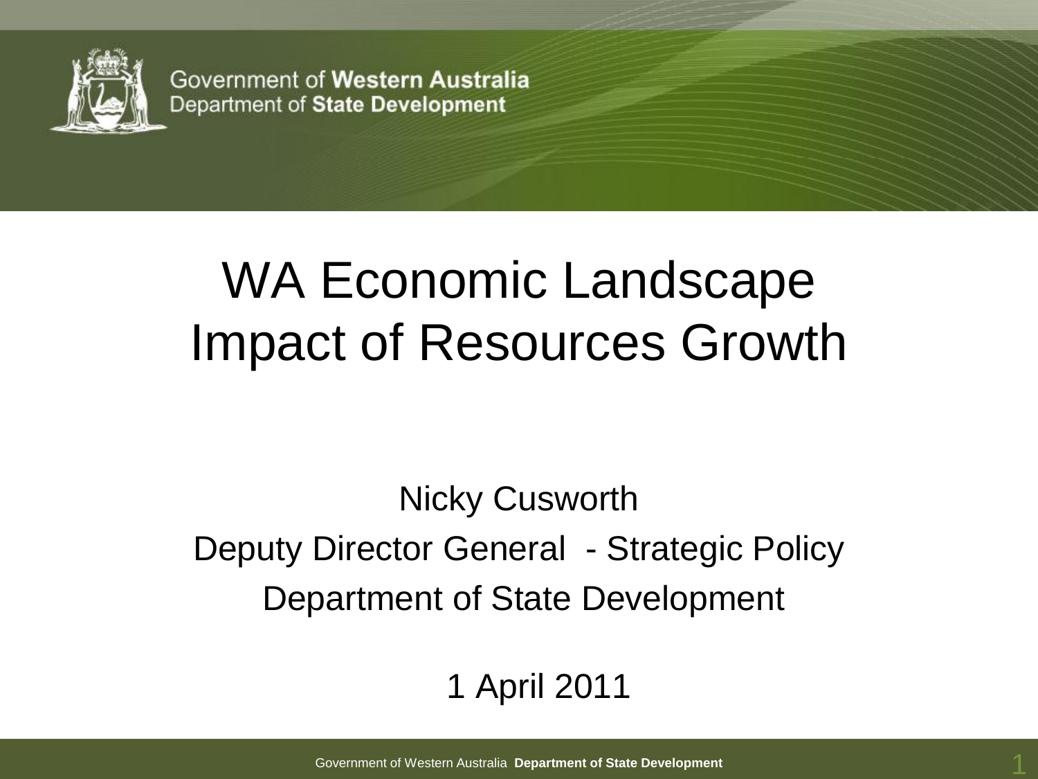Government of **Western Australia**
Department of **State Development**

# WA Economic Landscape
# Impact of Resources Growth

Nicky Cusworth

Deputy Director General - Strategic Policy

Department of State Development

1 April 2011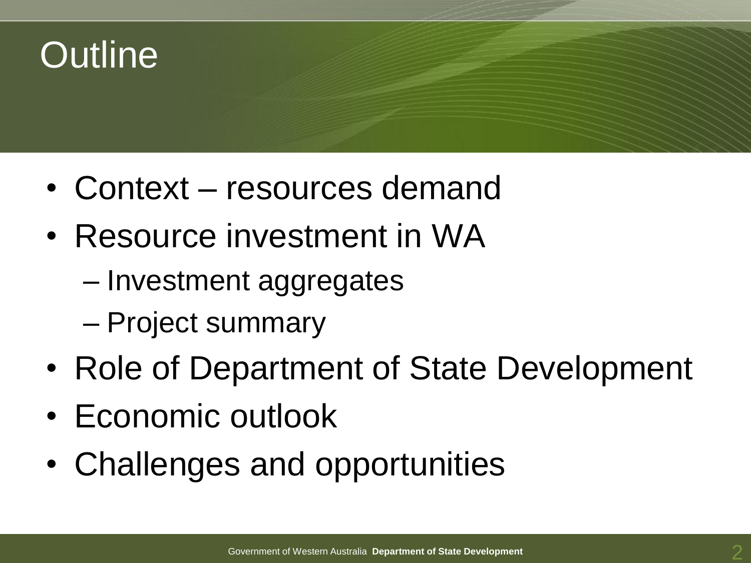# Outline

- Context – resources demand
- Resource investment in WA
  - Investment aggregates
  - Project summary
- Role of Department of State Development
- Economic outlook
- Challenges and opportunities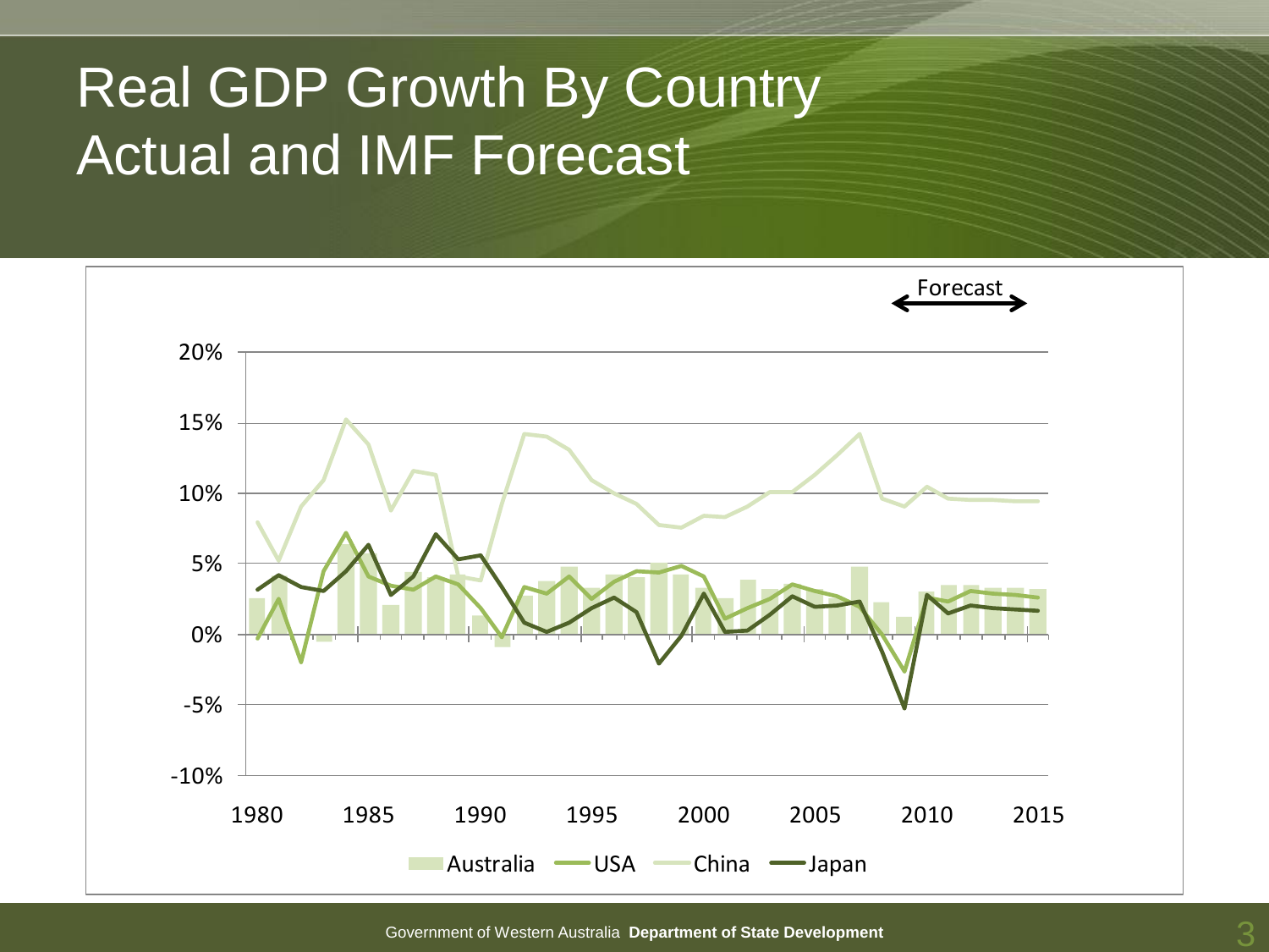# Real GDP Growth By Country Actual and IMF Forecast

Forecast

20%

15%

10%

5%

0%

-5%

-10%

1980 1985 1990 1995 2000 2005 2010 2015

Australia USA China Japan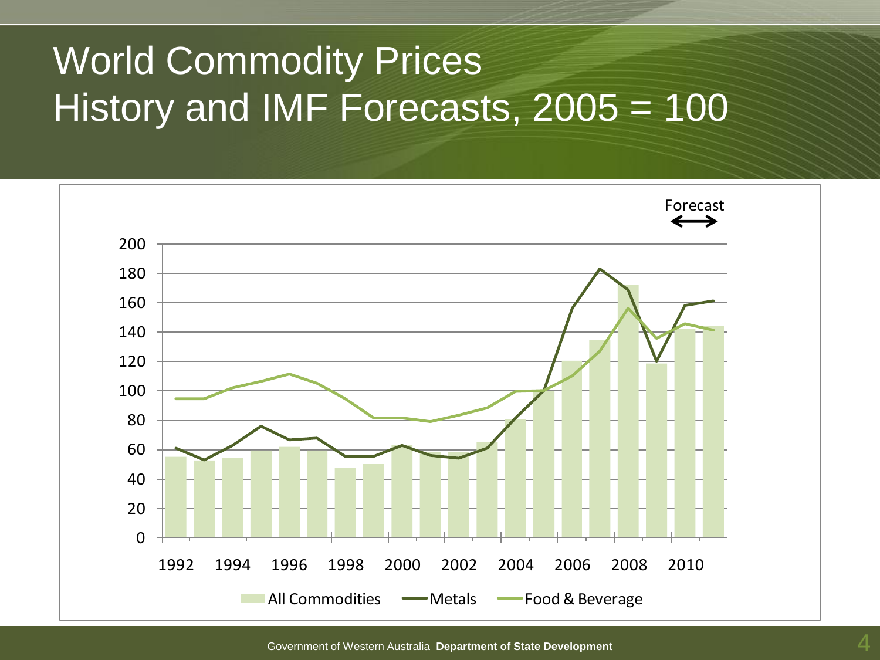# World Commodity Prices History and IMF Forecasts, 2005 = 100

Forecast

200
180
160
140
120
100
80
60
40
20
0

1992 1994 1996 1998 2000 2002 2004 2006 2008 2010

All Commodities — Metals — Food & Beverage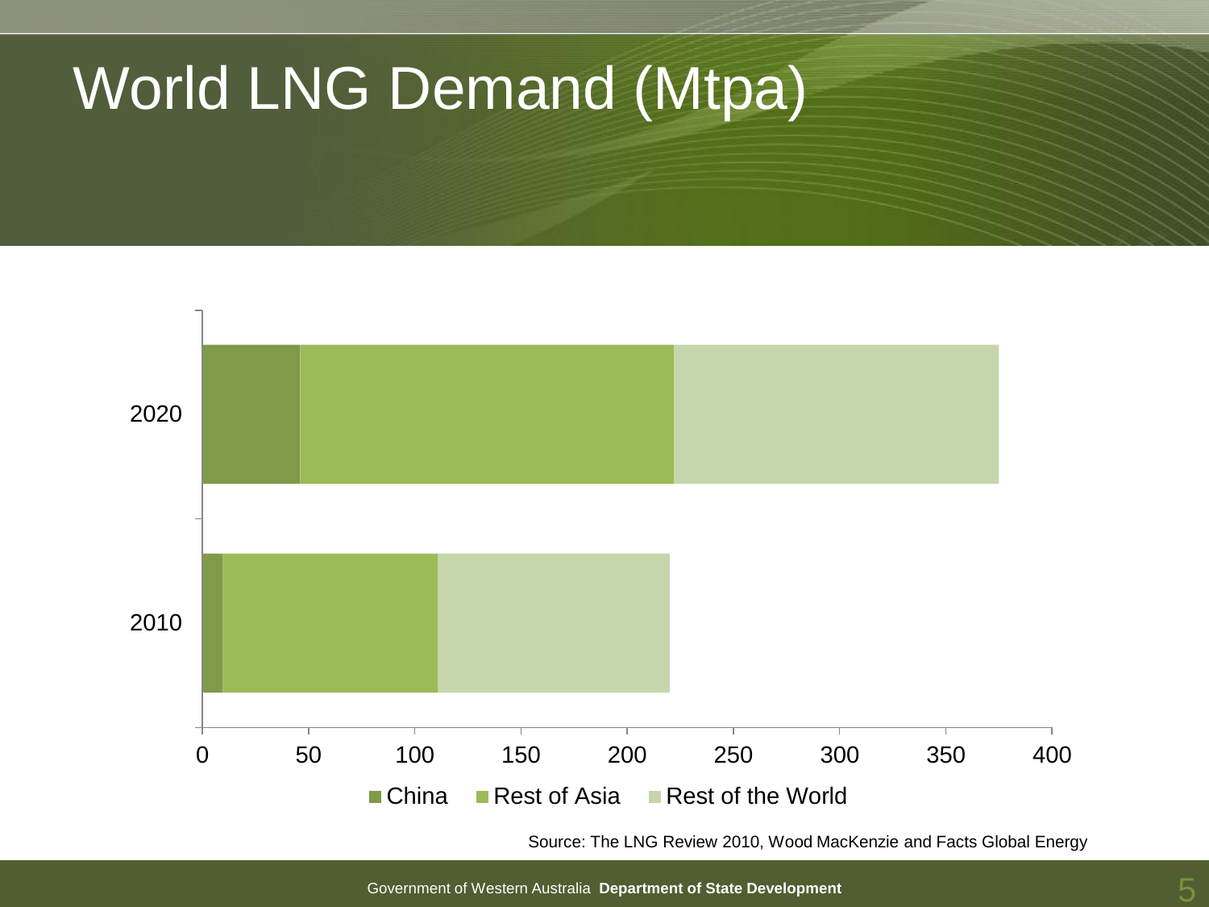# World LNG Demand (Mtpa)

2020

2010

0 50 100 150 200 250 300 350 400

China  Rest of Asia  Rest of the World

Source: The LNG Review 2010, Wood MacKenzie and Facts Global Energy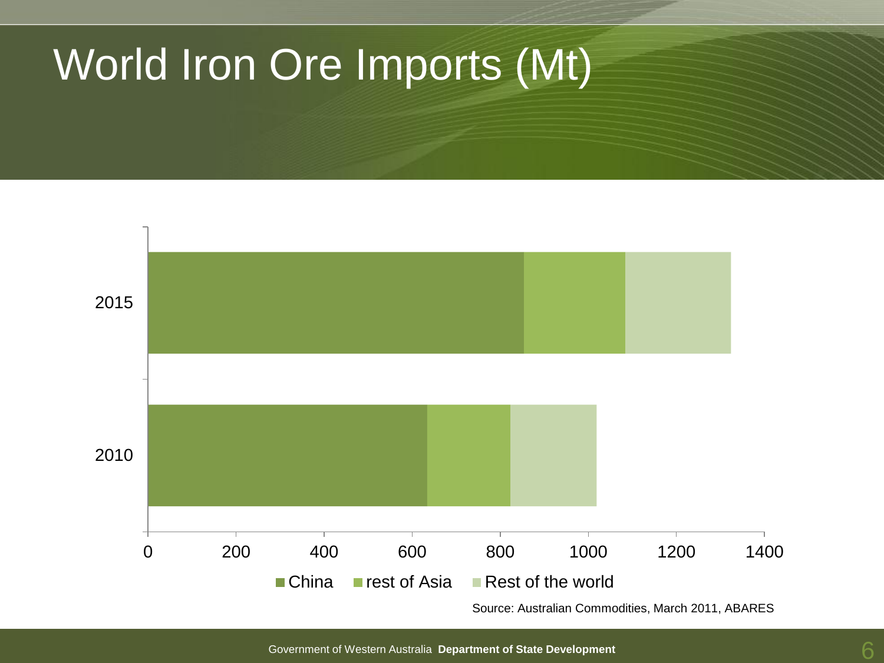# World Iron Ore Imports (Mt)

2015

2010

0 200 400 600 800 1000 1200 1400

China rest of Asia Rest of the world

Source: Australian Commodities, March 2011, ABARES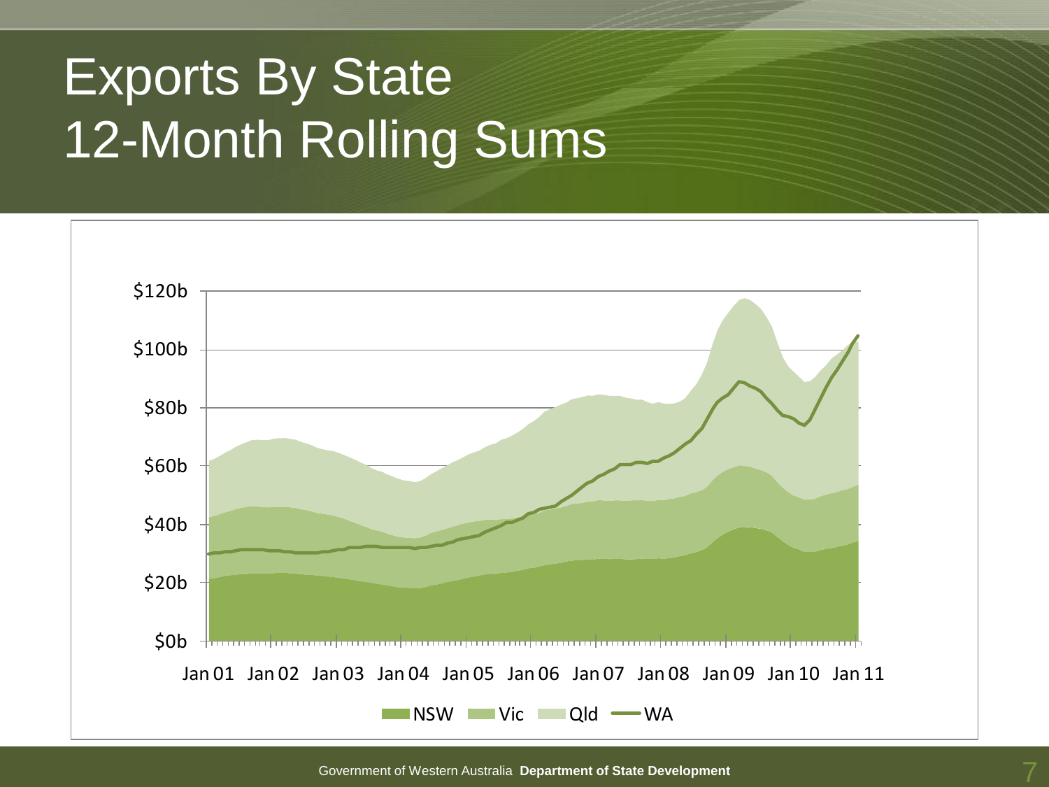# Exports By State
# 12-Month Rolling Sums

$120b
$100b
$80b
$60b
$40b
$20b
$0b

Jan 01 Jan 02 Jan 03 Jan 04 Jan 05 Jan 06 Jan 07 Jan 08 Jan 09 Jan 10 Jan 11

NSW Vic Qld WA

Government of Western Australia **Department of State Development**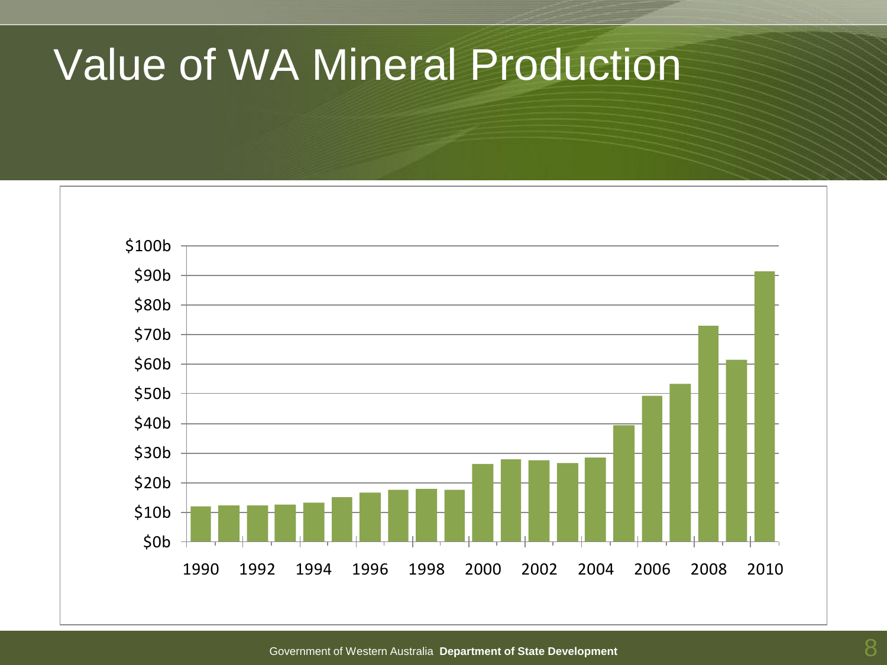# Value of WA Mineral Production

$100b
$90b
$80b
$70b
$60b
$50b
$40b
$30b
$20b
$10b
$0b

1990 1992 1994 1996 1998 2000 2002 2004 2006 2008 2010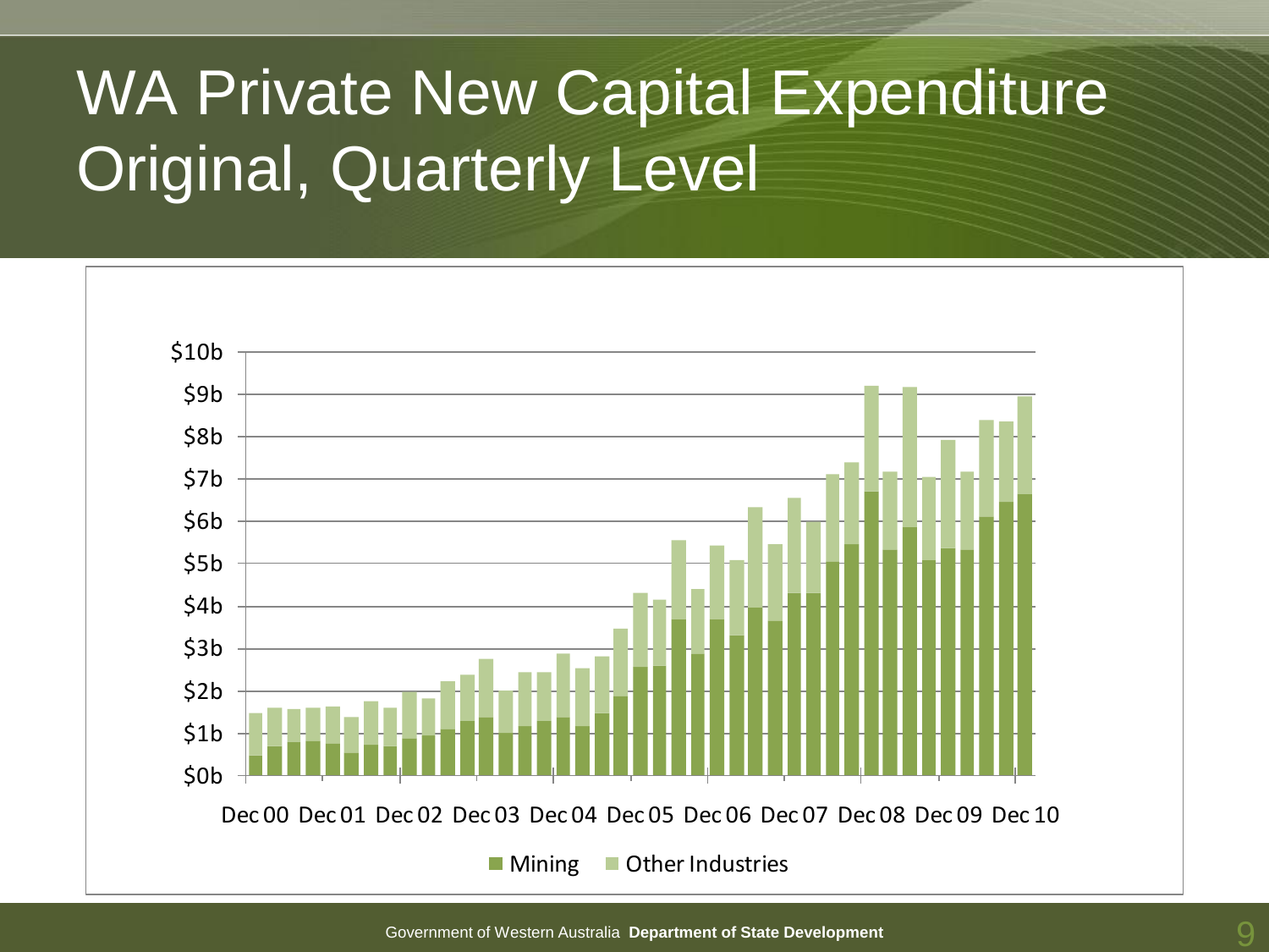# WA Private New Capital Expenditure Original, Quarterly Level

$10b
$9b
$8b
$7b
$6b
$5b
$4b
$3b
$2b
$1b
$0b

Dec 00 Dec 01 Dec 02 Dec 03 Dec 04 Dec 05 Dec 06 Dec 07 Dec 08 Dec 09 Dec 10

Mining Other Industries

Government of Western Australia **Department of State Development**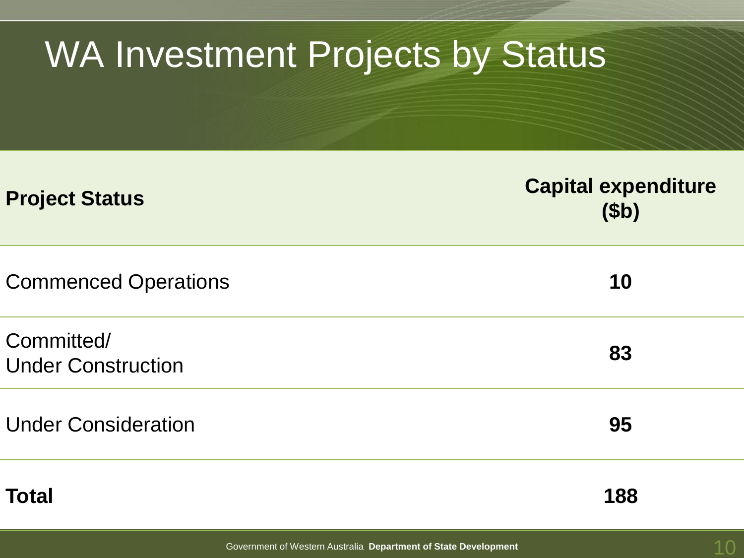# WA Investment Projects by Status

| Project Status | Capital expenditure ($b) |
|---|---|
| Commenced Operations | **10** |
| Committed/ Under Construction | **83** |
| Under Consideration | **95** |
| **Total** | **188** |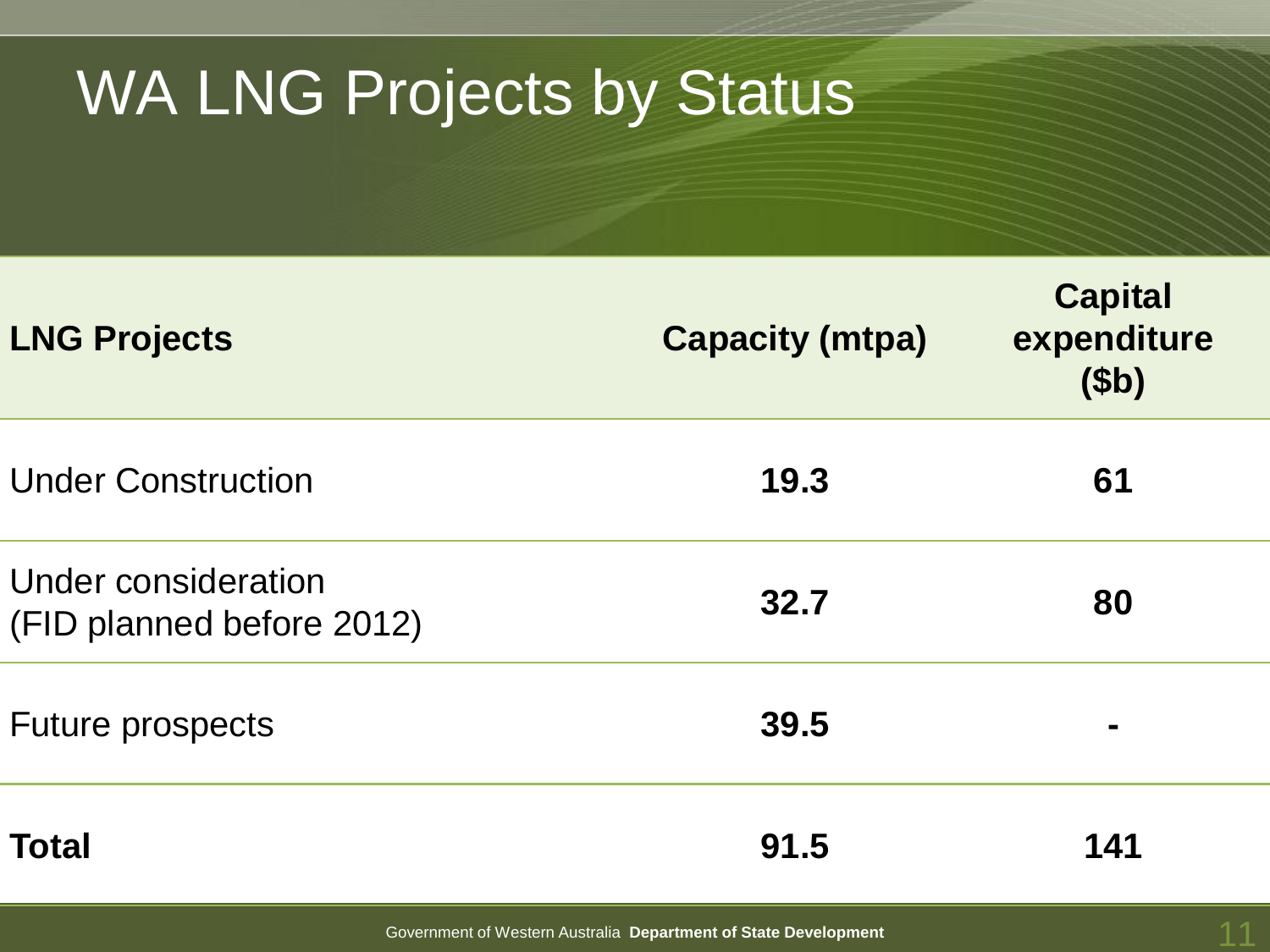# WA LNG Projects by Status

| LNG Projects | Capacity (mtpa) | Capital expenditure ($b) |
|---|---|---|
| Under Construction | **19.3** | **61** |
| Under consideration (FID planned before 2012) | **32.7** | **80** |
| Future prospects | **39.5** | **-** |
| **Total** | **91.5** | **141** |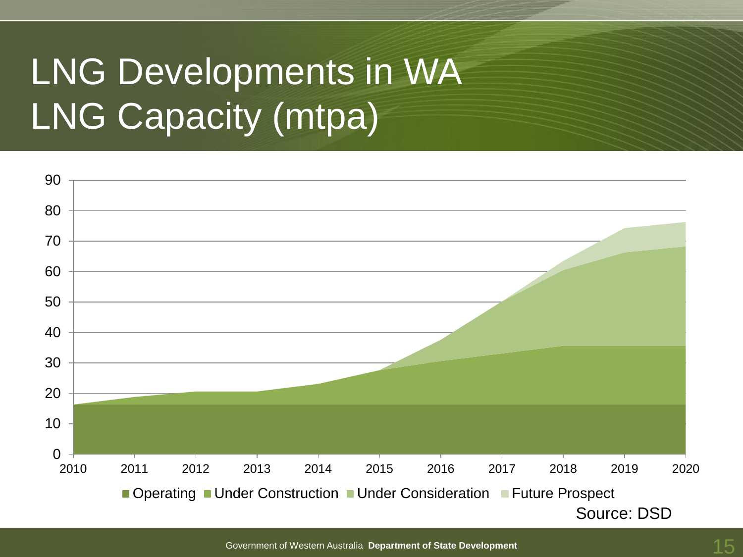# LNG Developments in WA
# LNG Capacity (mtpa)

Operating | Under Construction | Under Consideration | Future Prospect

Source: DSD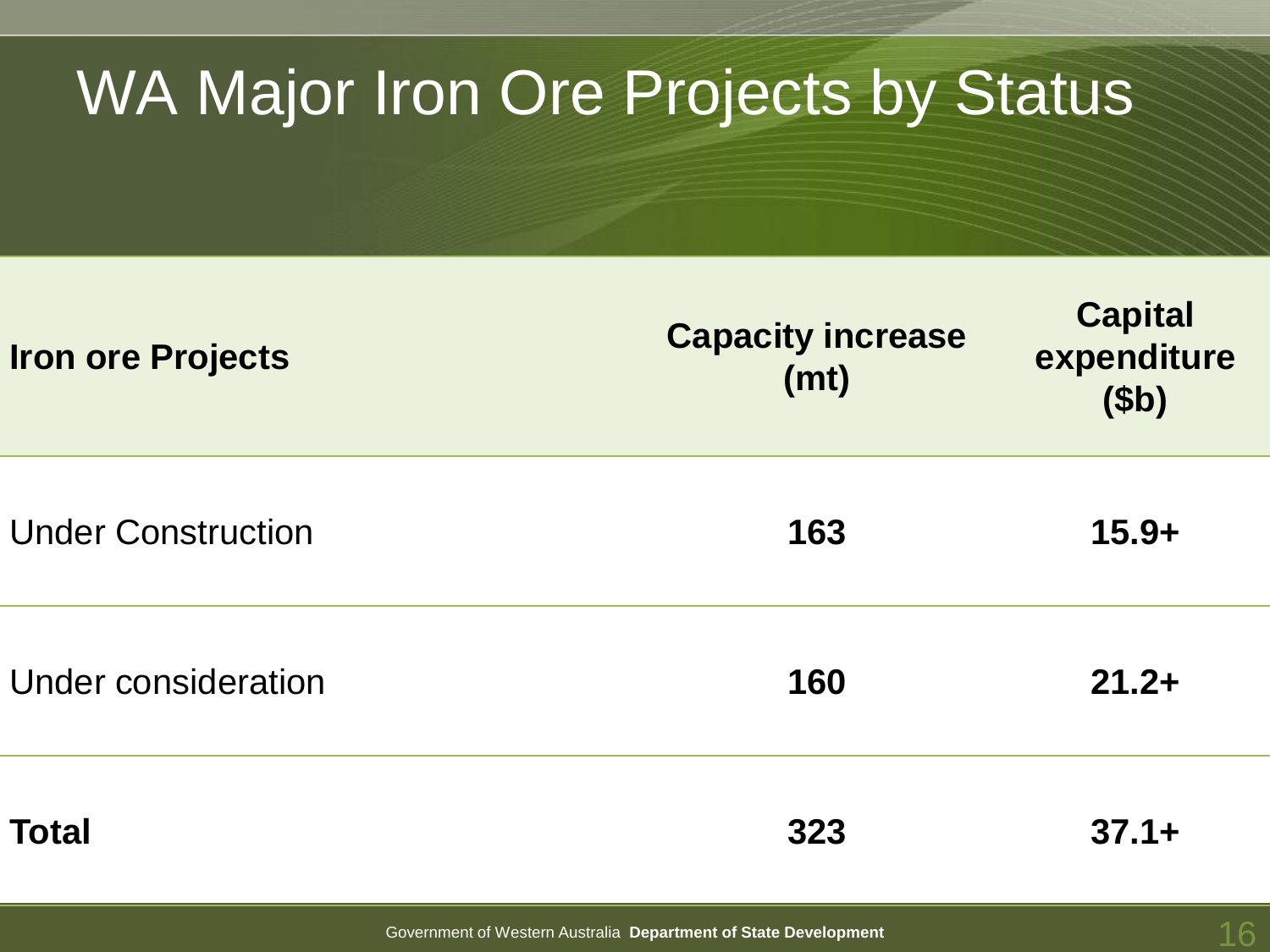# WA Major Iron Ore Projects by Status

| Iron ore Projects | Capacity increase (mt) | Capital expenditure ($b) |
|---|---|---|
| Under Construction | **163** | **15.9+** |
| Under consideration | **160** | **21.2+** |
| **Total** | **323** | **37.1+** |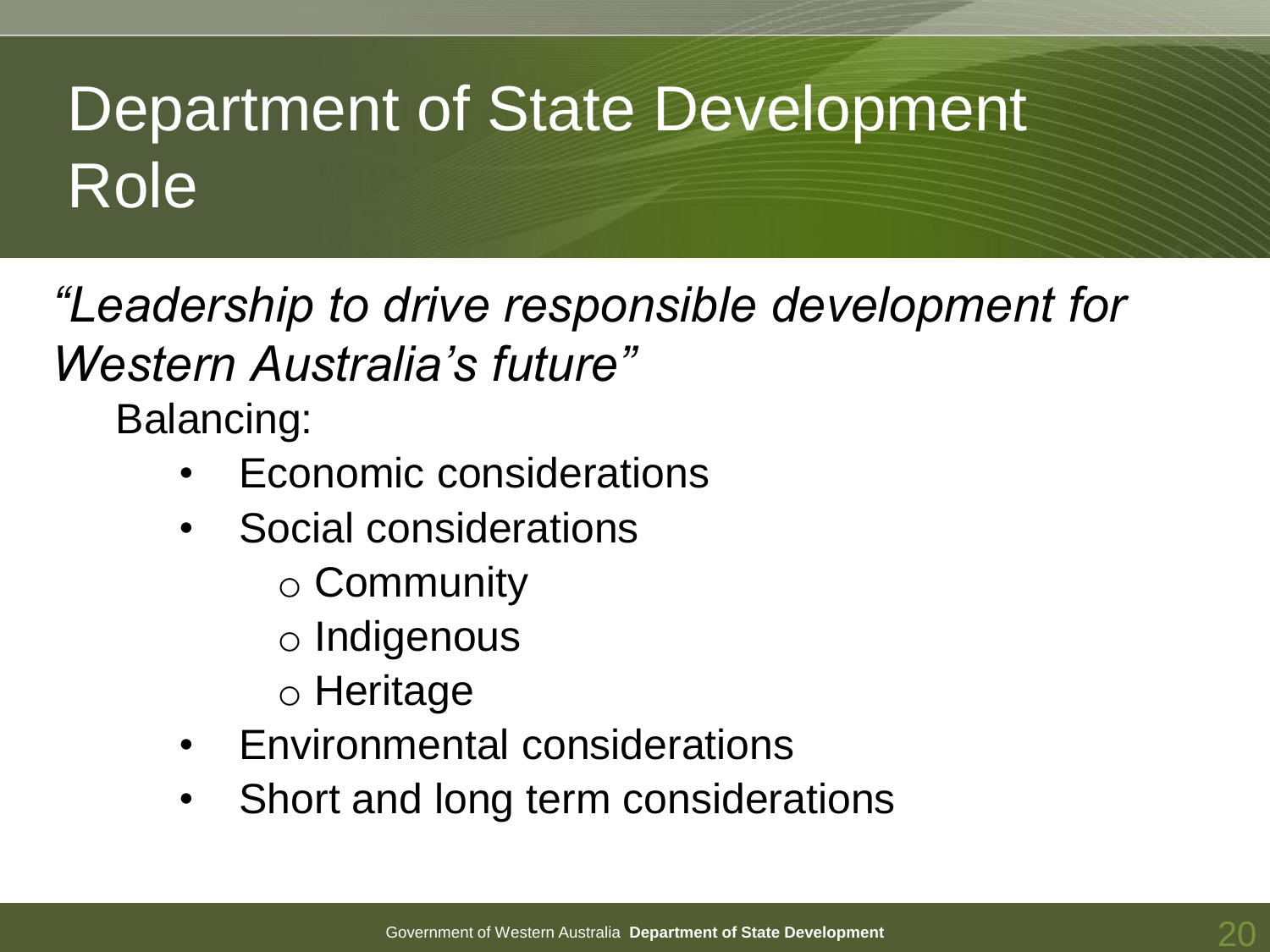# Department of State Development Role

*"Leadership to drive responsible development for Western Australia's future"*

Balancing:

- Economic considerations
- Social considerations
  - Community
  - Indigenous
  - Heritage
- Environmental considerations
- Short and long term considerations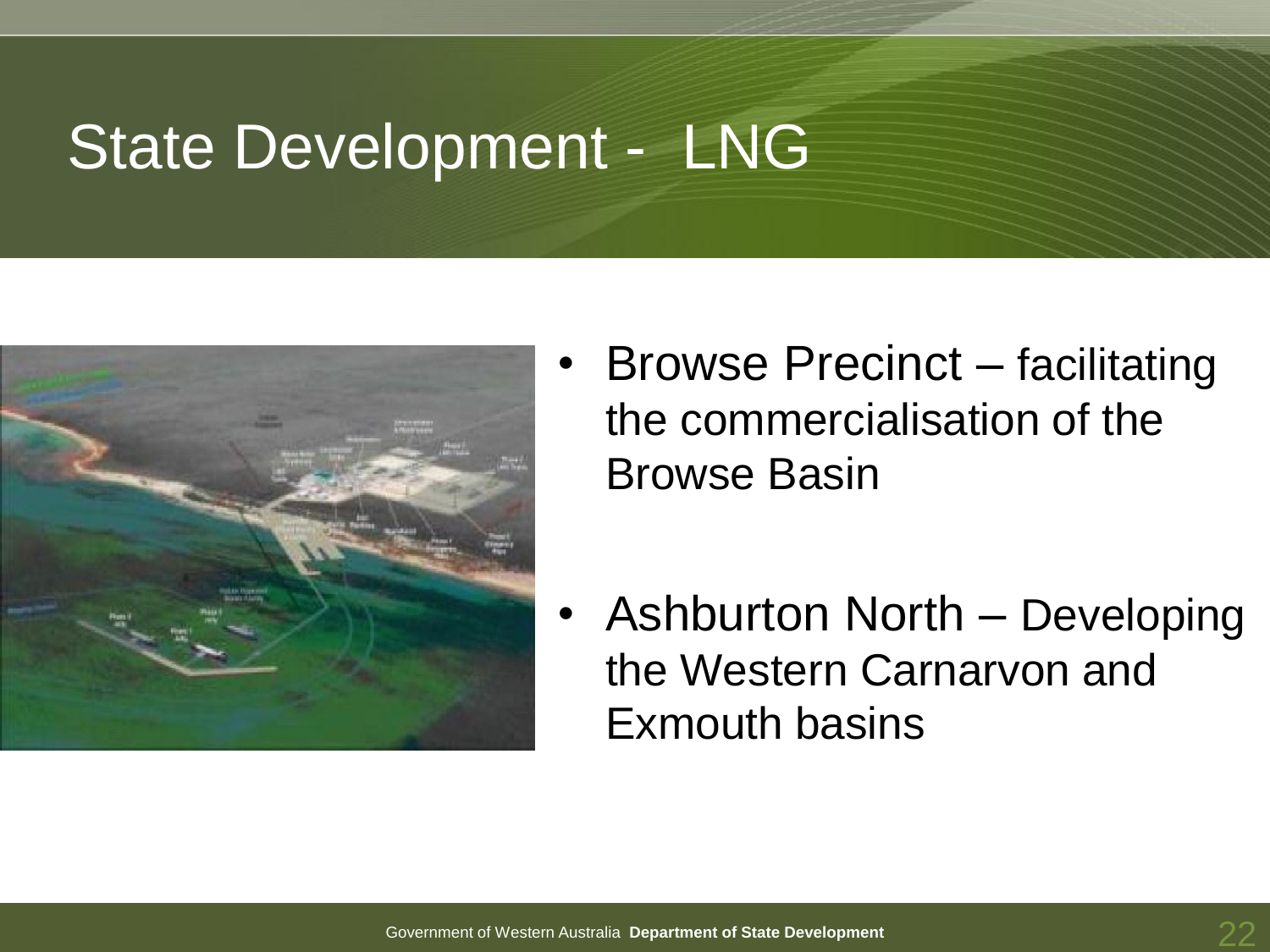# State Development - LNG

- Browse Precinct – facilitating the commercialisation of the Browse Basin
- Ashburton North – Developing the Western Carnarvon and Exmouth basins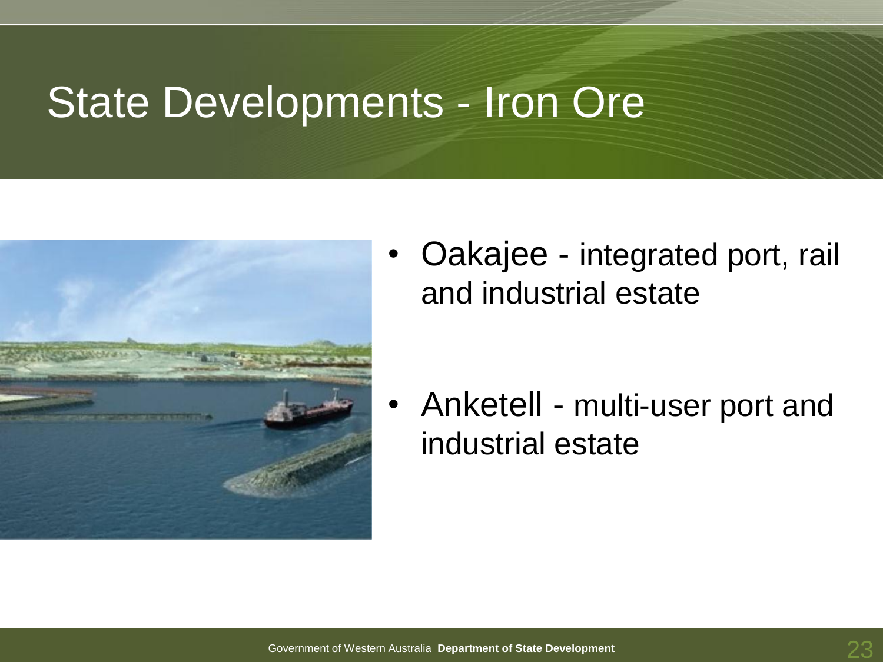# State Developments - Iron Ore

- Oakajee - integrated port, rail and industrial estate
- Anketell - multi-user port and industrial estate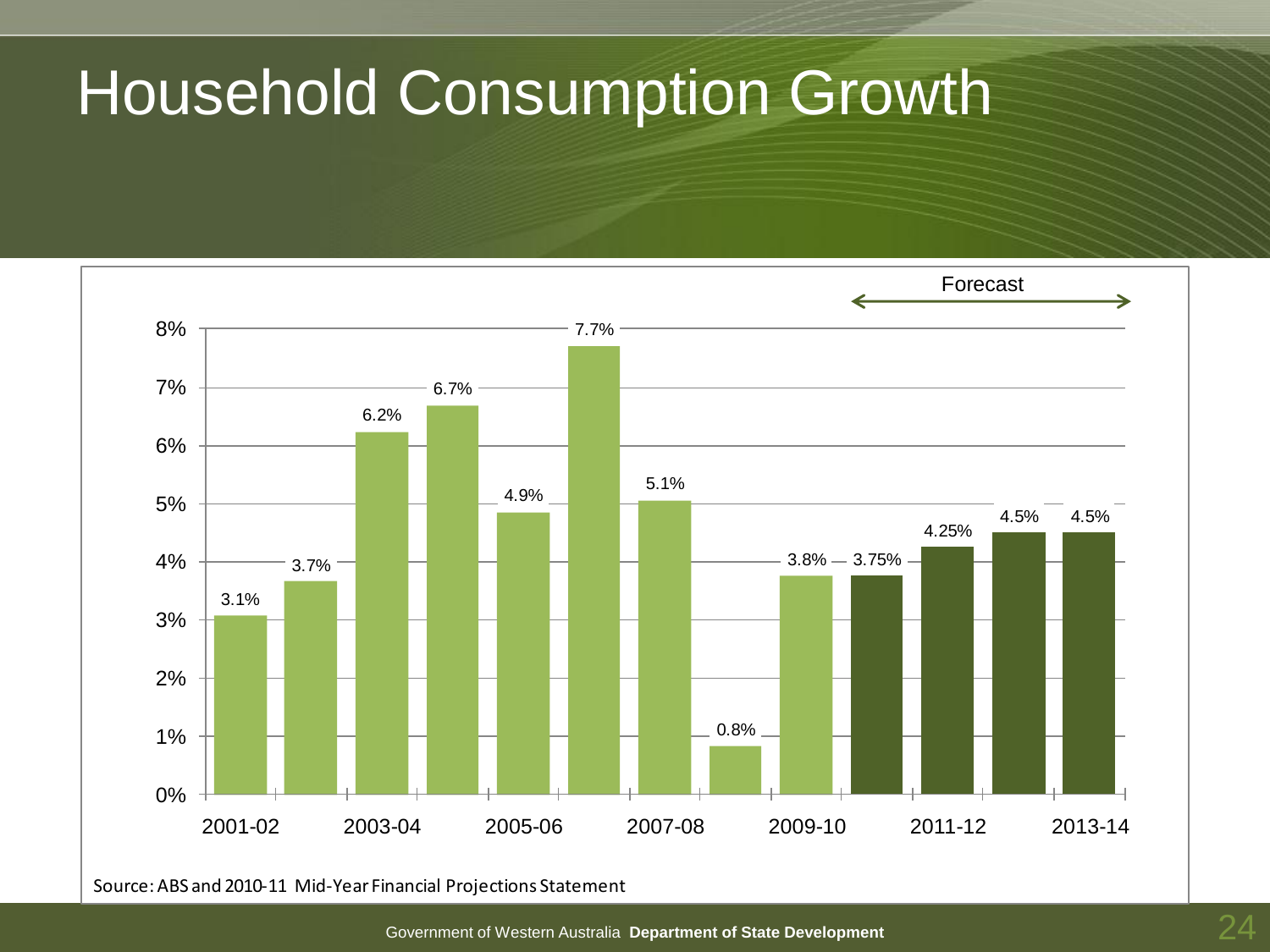# Household Consumption Growth

| Year | Household Consumption Growth |
|---|---|
| 2001-02 | 3.1% |
| 2002-03 | 3.7% |
| 2003-04 | 6.2% |
| 2004-05 | 6.7% |
| 2005-06 | 4.9% |
| 2006-07 | 7.7% |
| 2007-08 | 5.1% |
| 2008-09 | 0.8% |
| 2009-10 | 3.8% |
| 2010-11 (Forecast) | 3.75% |
| 2011-12 (Forecast) | 4.25% |
| 2012-13 (Forecast) | 4.5% |
| 2013-14 (Forecast) | 4.5% |

Source: ABS and 2010-11 Mid-Year Financial Projections Statement

Government of Western Australia **Department of State Development**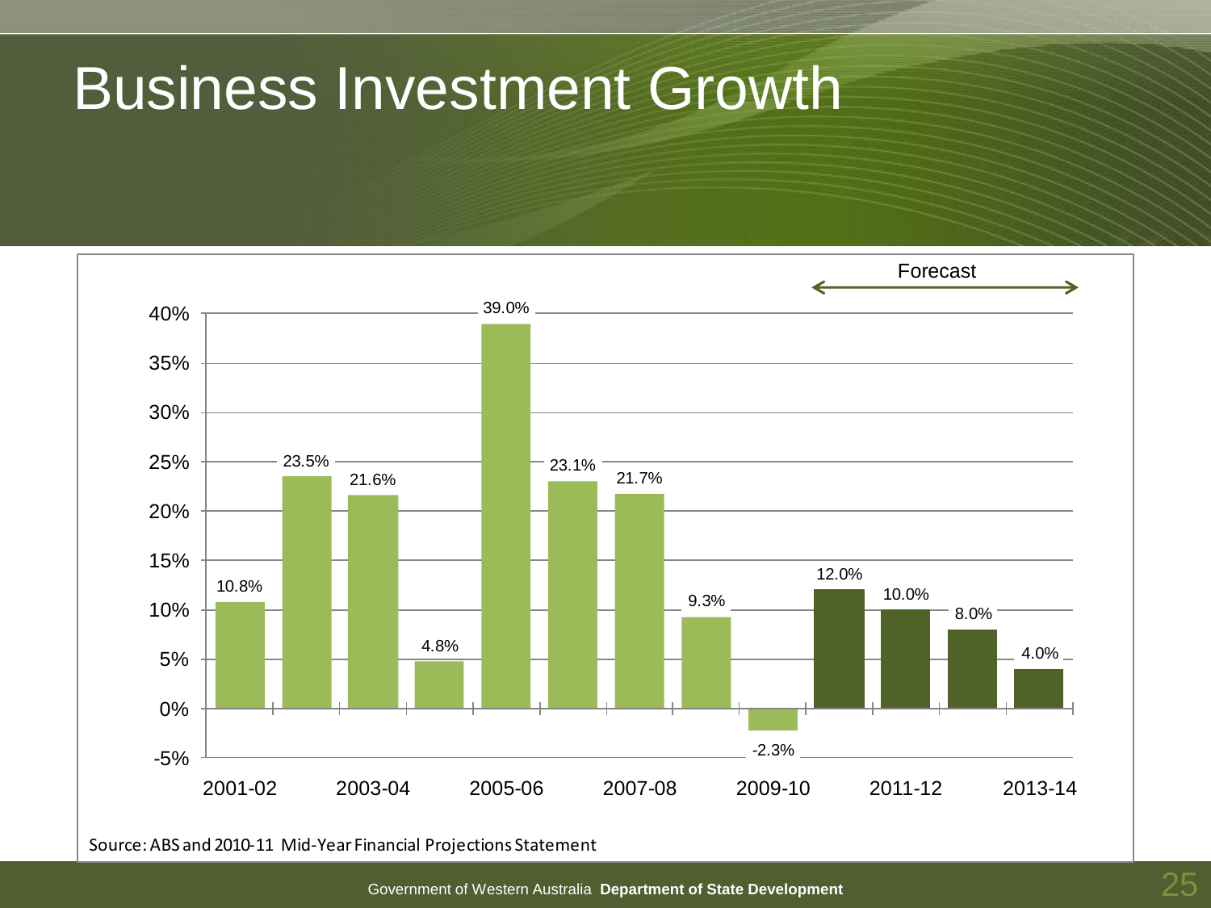# Business Investment Growth

Forecast

| Year | Business Investment Growth |
|---|---|
| 2001-02 | 10.8% |
| 2002-03 | 23.5% |
| 2003-04 | 21.6% |
| 2004-05 | 4.8% |
| 2005-06 | 39.0% |
| 2006-07 | 23.1% |
| 2007-08 | 21.7% |
| 2008-09 | 9.3% |
| 2009-10 | -2.3% |
| 2010-11 (Forecast) | 12.0% |
| 2011-12 (Forecast) | 10.0% |
| 2012-13 (Forecast) | 8.0% |
| 2013-14 (Forecast) | 4.0% |

Source: ABS and 2010-11 Mid-Year Financial Projections Statement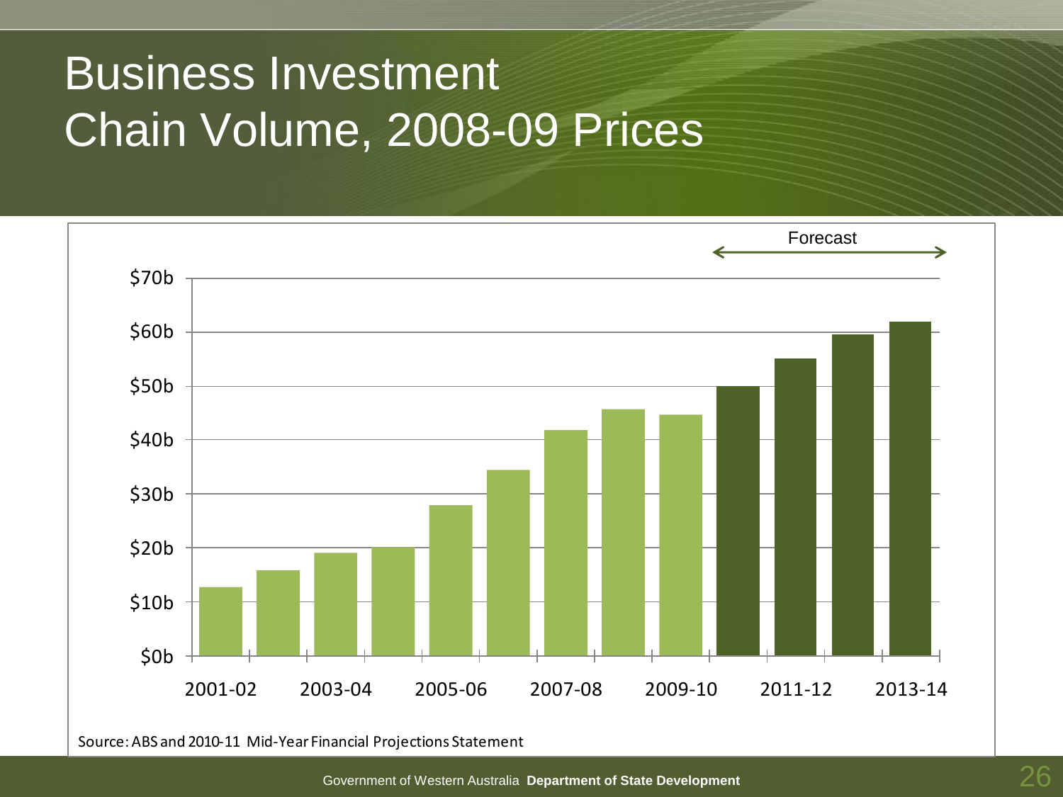# Business Investment
# Chain Volume, 2008-09 Prices

Forecast

$70b
$60b
$50b
$40b
$30b
$20b
$10b
$0b

2001-02 2003-04 2005-06 2007-08 2009-10 2011-12 2013-14

Source: ABS and 2010-11 Mid-Year Financial Projections Statement

Government of Western Australia **Department of State Development**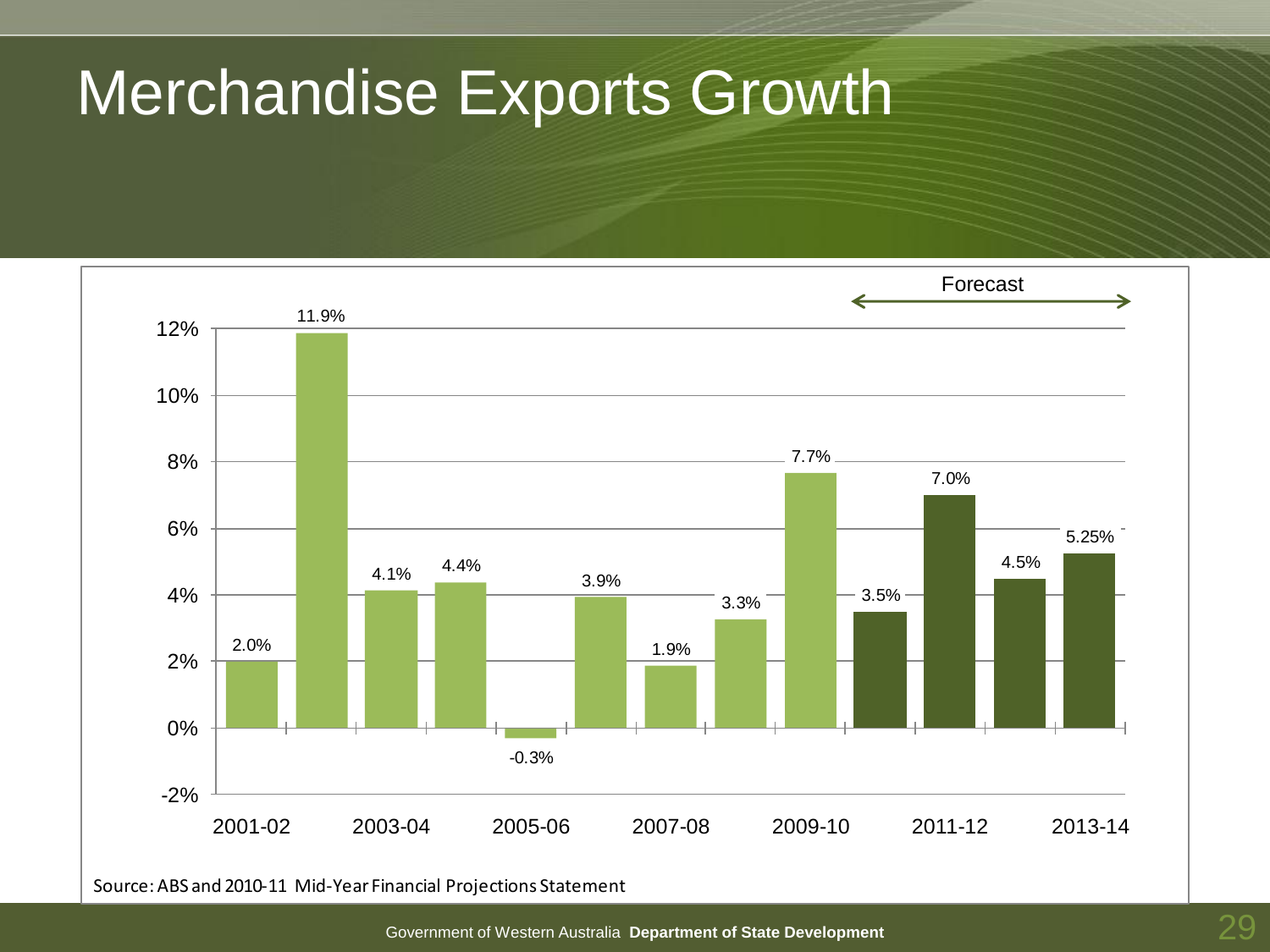# Merchandise Exports Growth

| Year | Growth |
| --- | --- |
| 2001-02 | 2.0% |
| 2002-03 | 11.9% |
| 2003-04 | 4.1% |
| 2004-05 | 4.4% |
| 2005-06 | -0.3% |
| 2006-07 | 3.9% |
| 2007-08 | 1.9% |
| 2008-09 | 3.3% |
| 2009-10 | 7.7% |
| 2010-11 (Forecast) | 3.5% |
| 2011-12 (Forecast) | 7.0% |
| 2012-13 (Forecast) | 4.5% |
| 2013-14 (Forecast) | 5.25% |

Source: ABS and 2010-11 Mid-Year Financial Projections Statement

Government of Western Australia **Department of State Development**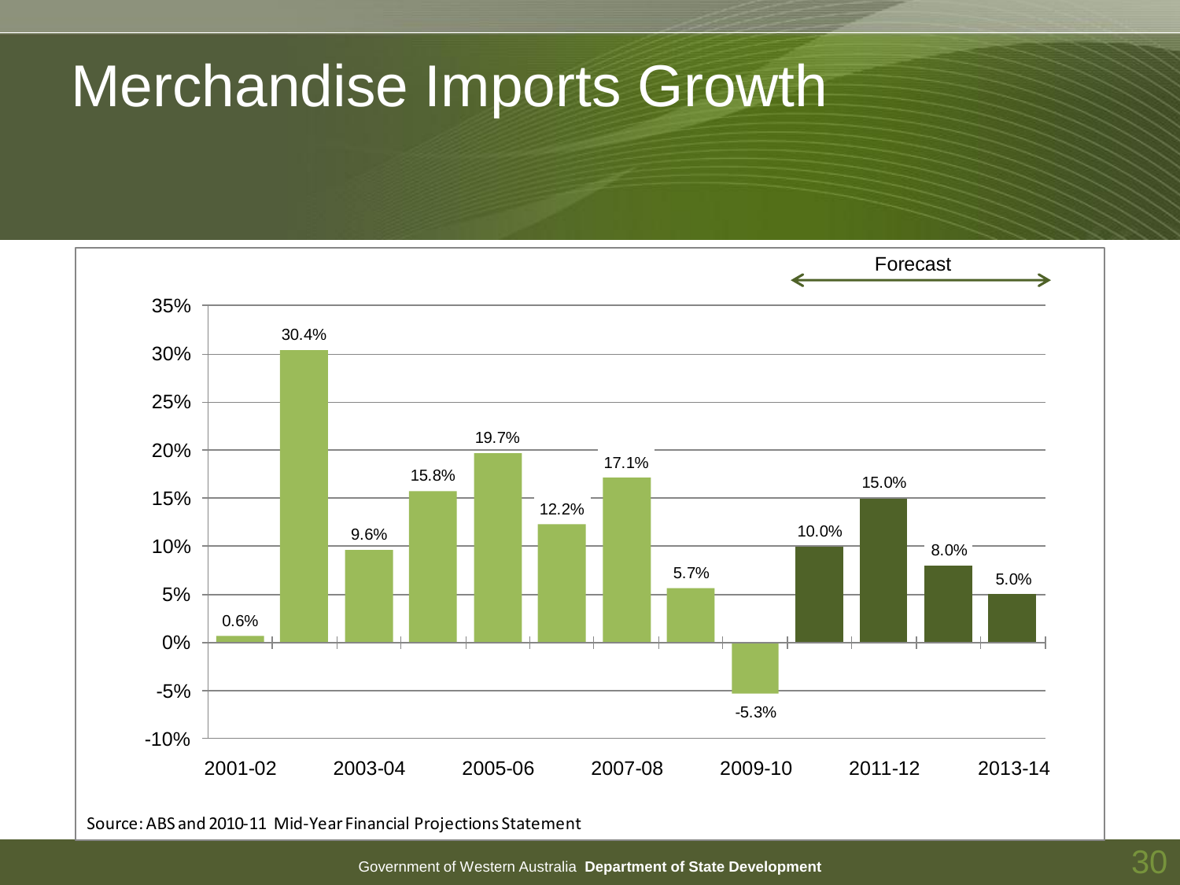# Merchandise Imports Growth

Forecast

| Year | Growth |
|---|---|
| 2001-02 | 0.6% |
| 2002-03 | 30.4% |
| 2003-04 | 9.6% |
| 2004-05 | 15.8% |
| 2005-06 | 19.7% |
| 2006-07 | 12.2% |
| 2007-08 | 17.1% |
| 2008-09 | 5.7% |
| 2009-10 | -5.3% |
| 2010-11 (Forecast) | 10.0% |
| 2011-12 (Forecast) | 15.0% |
| 2012-13 (Forecast) | 8.0% |
| 2013-14 (Forecast) | 5.0% |

Source: ABS and 2010-11 Mid-Year Financial Projections Statement

Government of Western Australia **Department of State Development**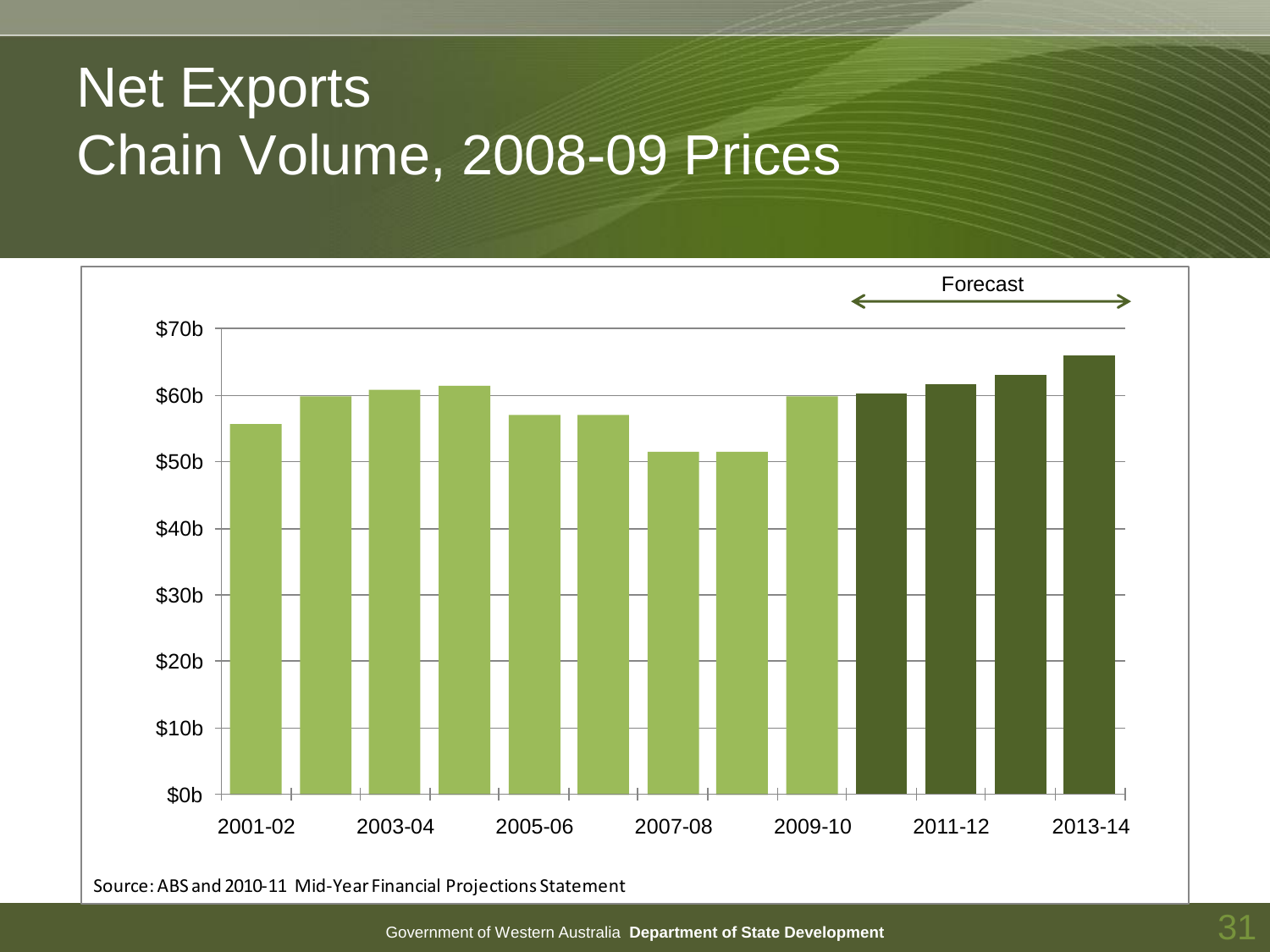# Net Exports
## Chain Volume, 2008-09 Prices

Forecast

| | |
|---|---|
| $70b | |
| $60b | |
| $50b | |
| $40b | |
| $30b | |
| $20b | |
| $10b | |
| $0b | |

2001-02, 2003-04, 2005-06, 2007-08, 2009-10, 2011-12, 2013-14

Source: ABS and 2010-11 Mid-Year Financial Projections Statement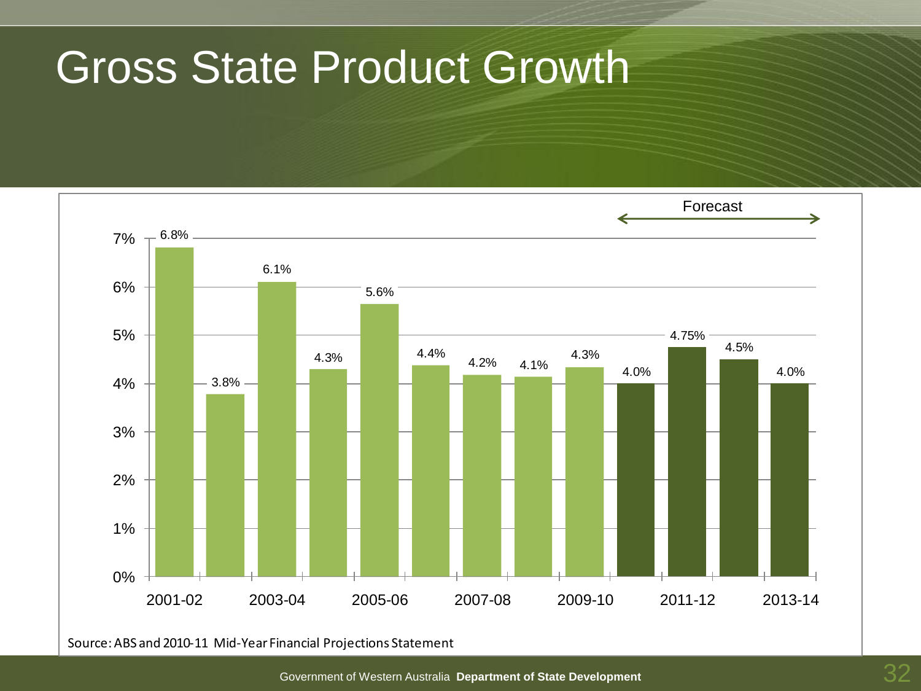# Gross State Product Growth

Forecast

| Year | GSP Growth |
|---|---|
| 2001-02 | 6.8% |
| 2002-03 | 3.8% |
| 2003-04 | 6.1% |
| 2004-05 | 4.3% |
| 2005-06 | 5.6% |
| 2006-07 | 4.4% |
| 2007-08 | 4.2% |
| 2008-09 | 4.1% |
| 2009-10 | 4.3% |
| 2010-11 (Forecast) | 4.0% |
| 2011-12 (Forecast) | 4.75% |
| 2012-13 (Forecast) | 4.5% |
| 2013-14 (Forecast) | 4.0% |

Source: ABS and 2010-11 Mid-Year Financial Projections Statement

Government of Western Australia **Department of State Development**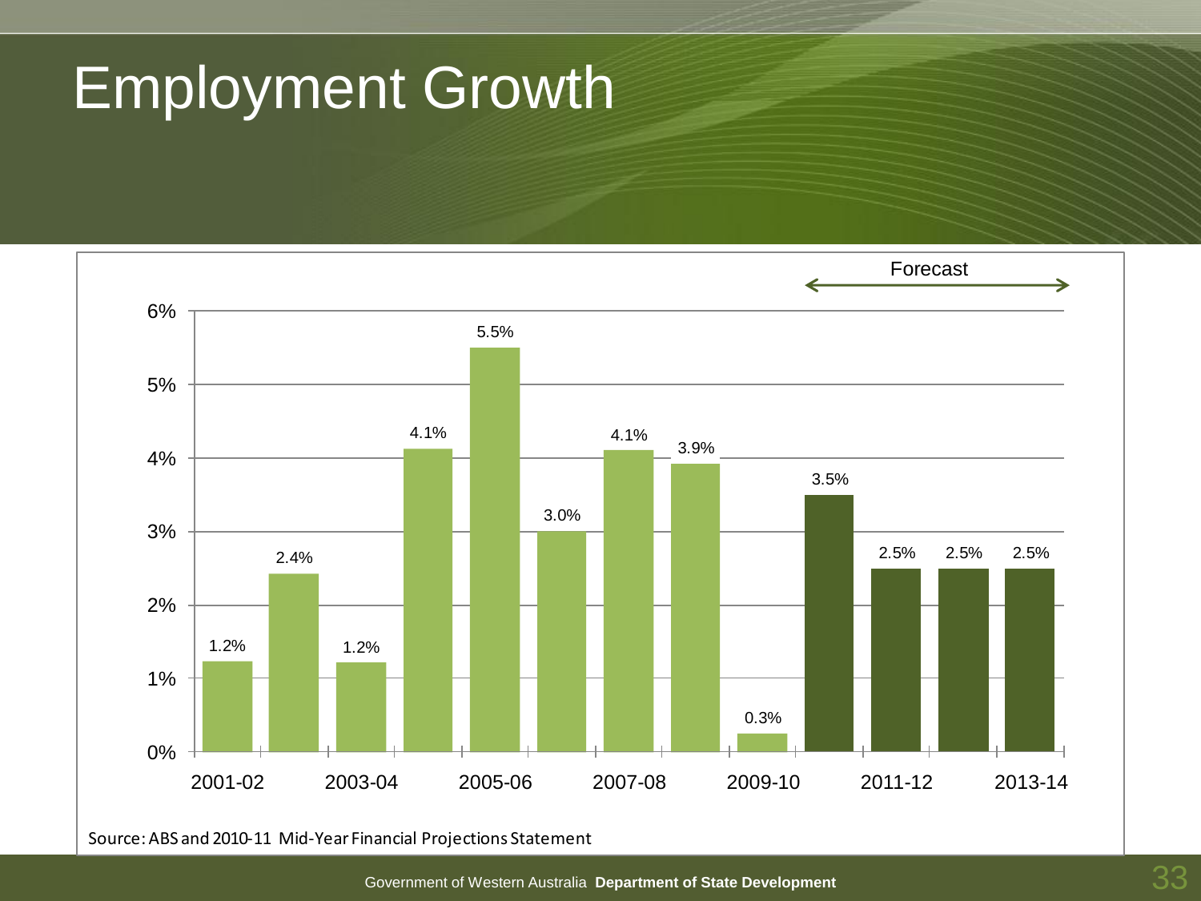# Employment Growth

| Year | Employment Growth |
|---|---|
| 2001-02 | 1.2% |
| 2002-03 | 2.4% |
| 2003-04 | 1.2% |
| 2004-05 | 4.1% |
| 2005-06 | 5.5% |
| 2006-07 | 3.0% |
| 2007-08 | 4.1% |
| 2008-09 | 3.9% |
| 2009-10 | 0.3% |
| 2010-11 (Forecast) | 3.5% |
| 2011-12 (Forecast) | 2.5% |
| 2012-13 (Forecast) | 2.5% |
| 2013-14 (Forecast) | 2.5% |

Source: ABS and 2010-11 Mid-Year Financial Projections Statement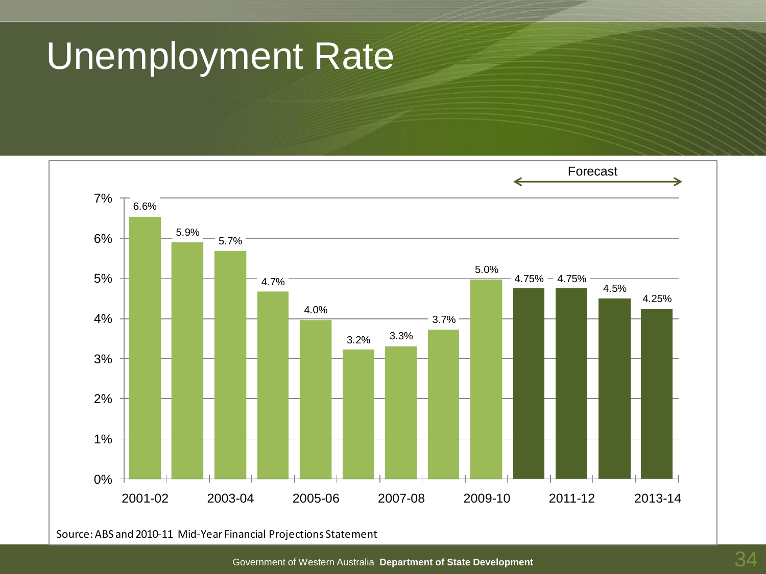# Unemployment Rate

| Year | Unemployment Rate |
| --- | --- |
| 2001-02 | 6.6% |
| 2002-03 | 5.9% |
| 2003-04 | 5.7% |
| 2004-05 | 4.7% |
| 2005-06 | 4.0% |
| 2006-07 | 3.2% |
| 2007-08 | 3.3% |
| 2008-09 | 3.7% |
| 2009-10 | 5.0% |
| 2010-11 (Forecast) | 4.75% |
| 2011-12 (Forecast) | 4.75% |
| 2012-13 (Forecast) | 4.5% |
| 2013-14 (Forecast) | 4.25% |

Source: ABS and 2010-11 Mid-Year Financial Projections Statement

Government of Western Australia **Department of State Development**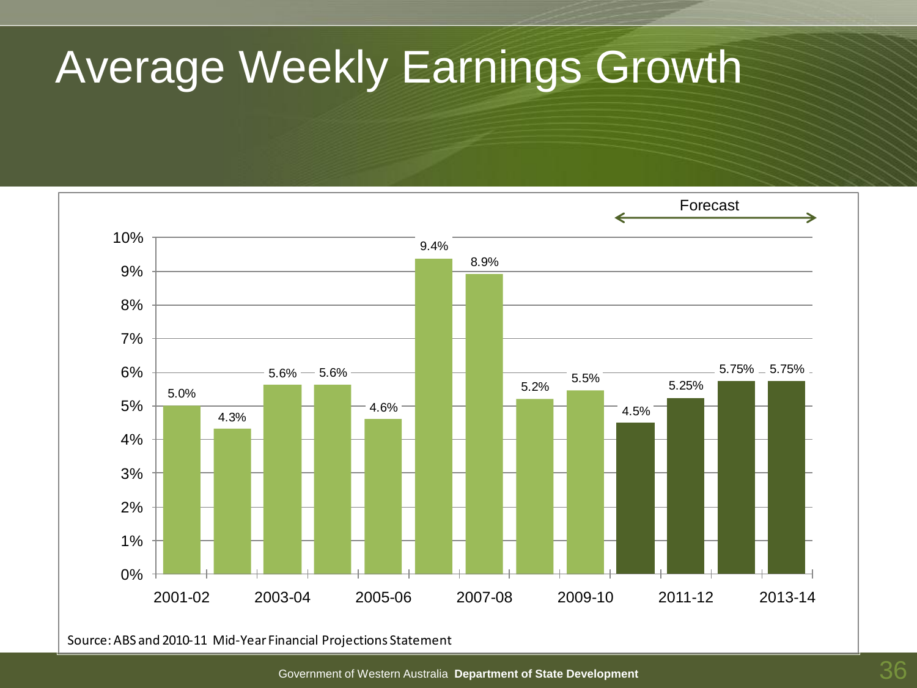# Average Weekly Earnings Growth

| Year | Growth |
| --- | --- |
| 2001-02 | 5.0% |
| 2002-03 | 4.3% |
| 2003-04 | 5.6% |
| 2004-05 | 5.6% |
| 2005-06 | 4.6% |
| 2006-07 | 9.4% |
| 2007-08 | 8.9% |
| 2008-09 | 5.2% |
| 2009-10 | 5.5% |
| 2010-11 (Forecast) | 4.5% |
| 2011-12 (Forecast) | 5.25% |
| 2012-13 (Forecast) | 5.75% |
| 2013-14 (Forecast) | 5.75% |

Source: ABS and 2010-11 Mid-Year Financial Projections Statement

Government of Western Australia **Department of State Development**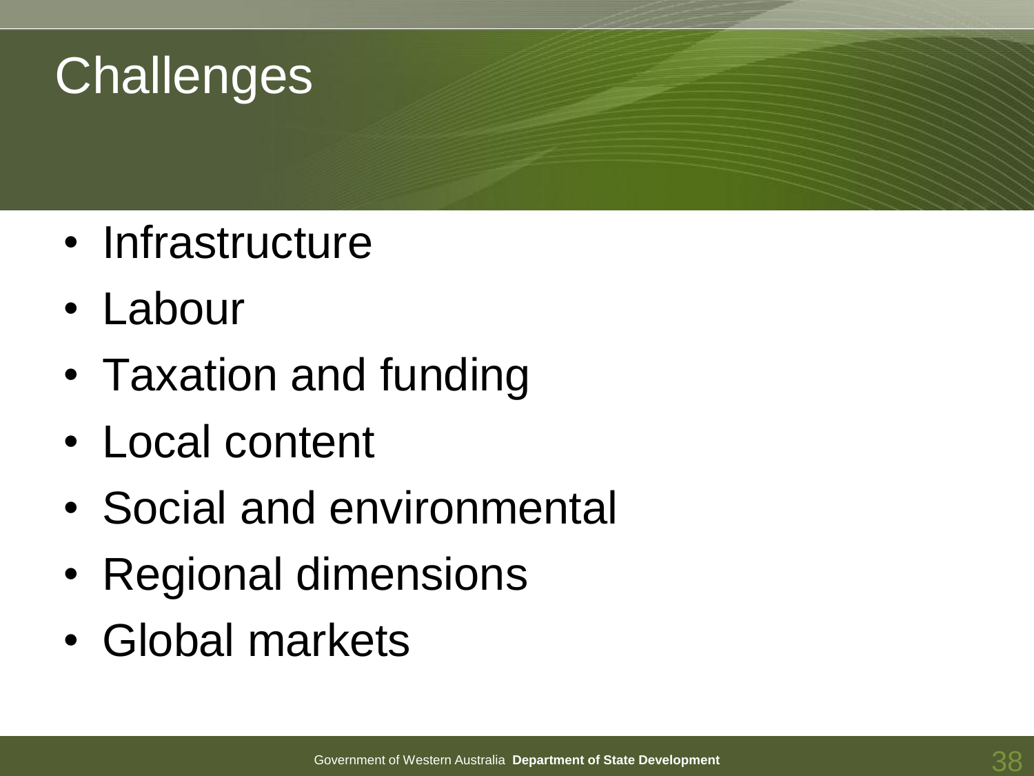# Challenges

- Infrastructure
- Labour
- Taxation and funding
- Local content
- Social and environmental
- Regional dimensions
- Global markets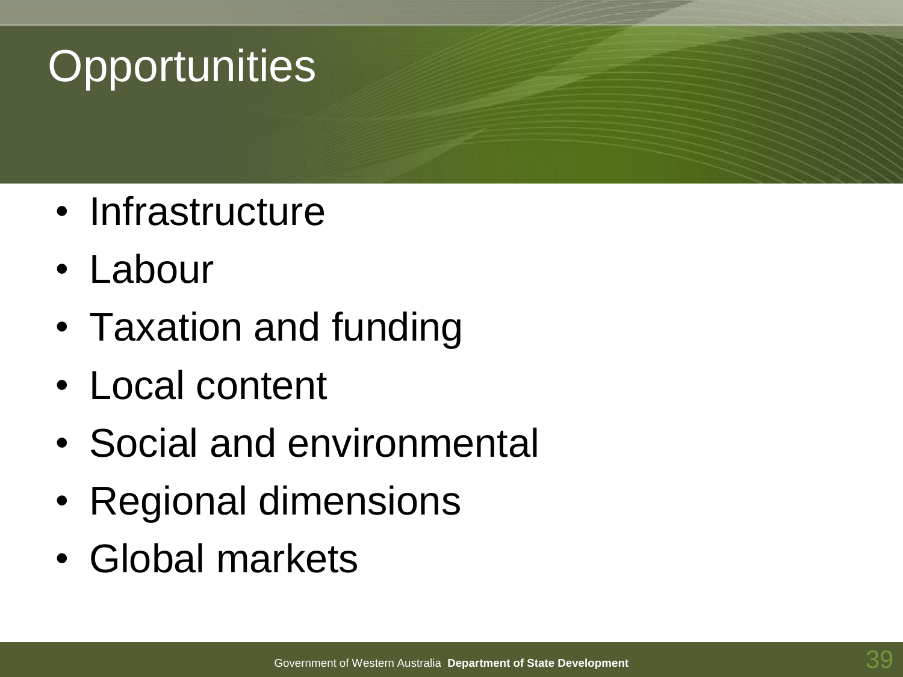# Opportunities

- Infrastructure
- Labour
- Taxation and funding
- Local content
- Social and environmental
- Regional dimensions
- Global markets